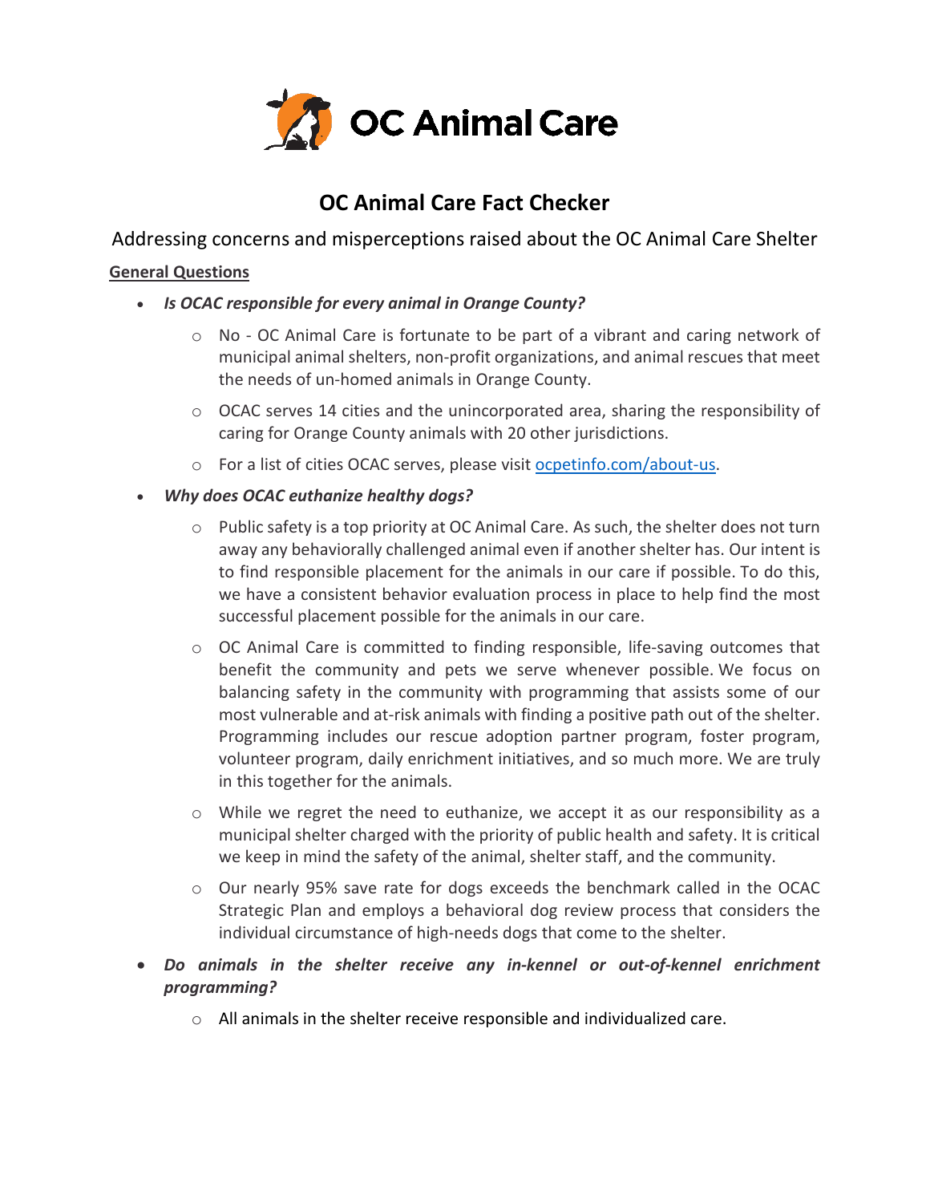OC Animal Care

# OC Animal Care Fact Checker

Addressing concerns and misperceptions raised about the OC Animal Care Shelter

## General Questions

- ***Is OCAC responsible for every animal in Orange County?***
  - No - OC Animal Care is fortunate to be part of a vibrant and caring network of municipal animal shelters, non-profit organizations, and animal rescues that meet the needs of un-homed animals in Orange County.
  - OCAC serves 14 cities and the unincorporated area, sharing the responsibility of caring for Orange County animals with 20 other jurisdictions.
  - For a list of cities OCAC serves, please visit [ocpetinfo.com/about-us](ocpetinfo.com/about-us).
- ***Why does OCAC euthanize healthy dogs?***
  - Public safety is a top priority at OC Animal Care. As such, the shelter does not turn away any behaviorally challenged animal even if another shelter has. Our intent is to find responsible placement for the animals in our care if possible. To do this, we have a consistent behavior evaluation process in place to help find the most successful placement possible for the animals in our care.
  - OC Animal Care is committed to finding responsible, life-saving outcomes that benefit the community and pets we serve whenever possible. We focus on balancing safety in the community with programming that assists some of our most vulnerable and at-risk animals with finding a positive path out of the shelter. Programming includes our rescue adoption partner program, foster program, volunteer program, daily enrichment initiatives, and so much more. We are truly in this together for the animals.
  - While we regret the need to euthanize, we accept it as our responsibility as a municipal shelter charged with the priority of public health and safety. It is critical we keep in mind the safety of the animal, shelter staff, and the community.
  - Our nearly 95% save rate for dogs exceeds the benchmark called in the OCAC Strategic Plan and employs a behavioral dog review process that considers the individual circumstance of high-needs dogs that come to the shelter.
- ***Do animals in the shelter receive any in-kennel or out-of-kennel enrichment programming?***
  - All animals in the shelter receive responsible and individualized care.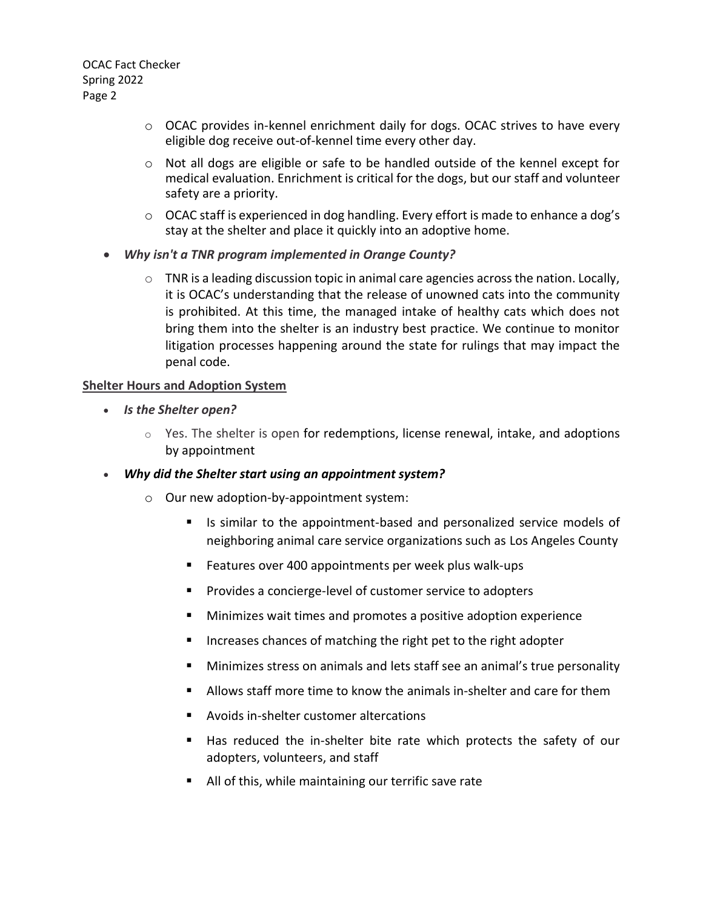- OCAC provides in-kennel enrichment daily for dogs. OCAC strives to have every eligible dog receive out-of-kennel time every other day.
  - Not all dogs are eligible or safe to be handled outside of the kennel except for medical evaluation. Enrichment is critical for the dogs, but our staff and volunteer safety are a priority.
  - OCAC staff is experienced in dog handling. Every effort is made to enhance a dog's stay at the shelter and place it quickly into an adoptive home.

- ***Why isn't a TNR program implemented in Orange County?***
  - TNR is a leading discussion topic in animal care agencies across the nation. Locally, it is OCAC's understanding that the release of unowned cats into the community is prohibited. At this time, the managed intake of healthy cats which does not bring them into the shelter is an industry best practice. We continue to monitor litigation processes happening around the state for rulings that may impact the penal code.

**Shelter Hours and Adoption System**

- ***Is the Shelter open?***
  - Yes. The shelter is open for redemptions, license renewal, intake, and adoptions by appointment
- ***Why did the Shelter start using an appointment system?***
  - Our new adoption-by-appointment system:
    - Is similar to the appointment-based and personalized service models of neighboring animal care service organizations such as Los Angeles County
    - Features over 400 appointments per week plus walk-ups
    - Provides a concierge-level of customer service to adopters
    - Minimizes wait times and promotes a positive adoption experience
    - Increases chances of matching the right pet to the right adopter
    - Minimizes stress on animals and lets staff see an animal's true personality
    - Allows staff more time to know the animals in-shelter and care for them
    - Avoids in-shelter customer altercations
    - Has reduced the in-shelter bite rate which protects the safety of our adopters, volunteers, and staff
    - All of this, while maintaining our terrific save rate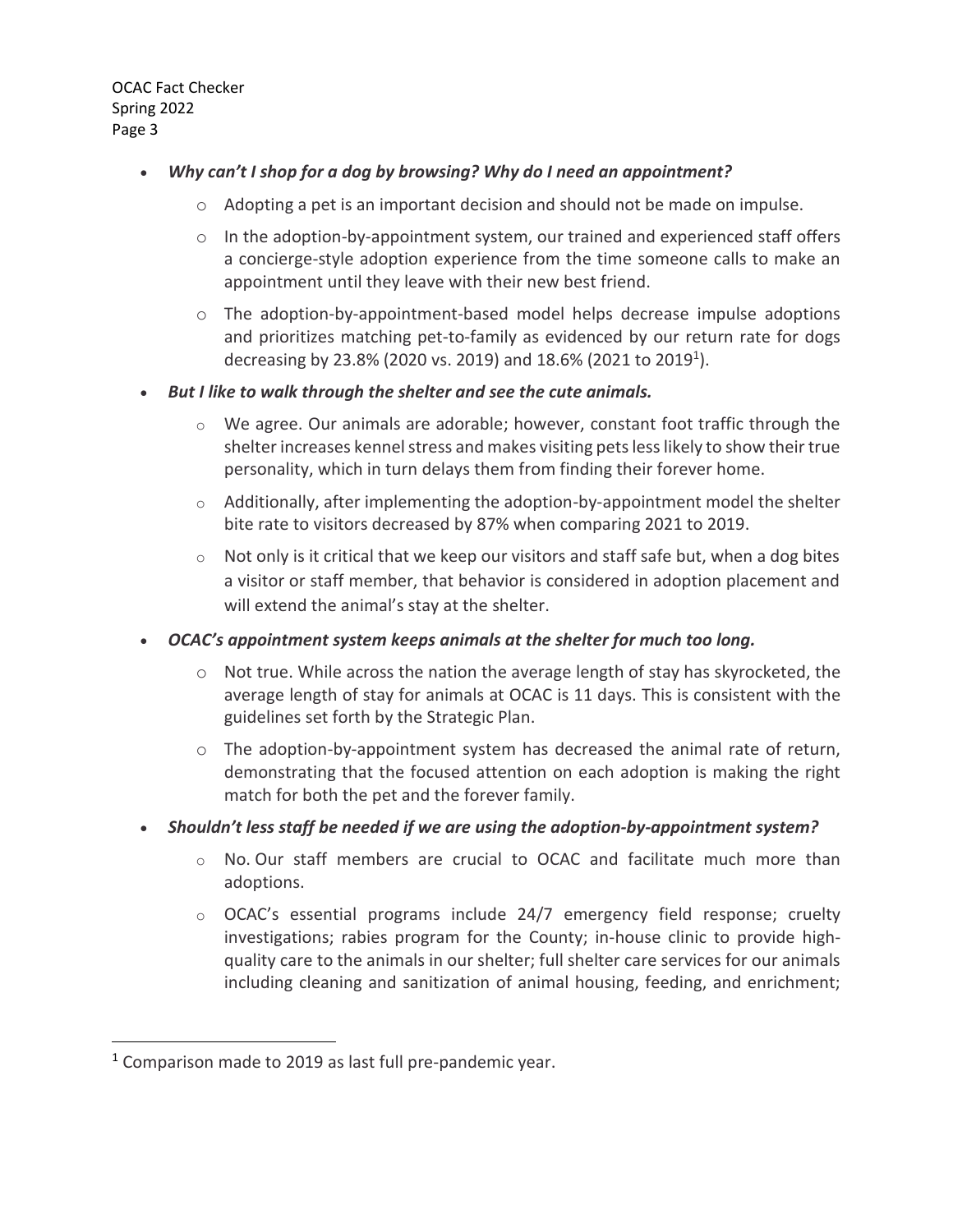- ***Why can't I shop for a dog by browsing? Why do I need an appointment?***
  - Adopting a pet is an important decision and should not be made on impulse.
  - In the adoption-by-appointment system, our trained and experienced staff offers a concierge-style adoption experience from the time someone calls to make an appointment until they leave with their new best friend.
  - The adoption-by-appointment-based model helps decrease impulse adoptions and prioritizes matching pet-to-family as evidenced by our return rate for dogs decreasing by 23.8% (2020 vs. 2019) and 18.6% (2021 to 2019[1]).
- ***But I like to walk through the shelter and see the cute animals.***
  - We agree. Our animals are adorable; however, constant foot traffic through the shelter increases kennel stress and makes visiting pets less likely to show their true personality, which in turn delays them from finding their forever home.
  - Additionally, after implementing the adoption-by-appointment model the shelter bite rate to visitors decreased by 87% when comparing 2021 to 2019.
  - Not only is it critical that we keep our visitors and staff safe but, when a dog bites a visitor or staff member, that behavior is considered in adoption placement and will extend the animal's stay at the shelter.
- ***OCAC's appointment system keeps animals at the shelter for much too long.***
  - Not true. While across the nation the average length of stay has skyrocketed, the average length of stay for animals at OCAC is 11 days. This is consistent with the guidelines set forth by the Strategic Plan.
  - The adoption-by-appointment system has decreased the animal rate of return, demonstrating that the focused attention on each adoption is making the right match for both the pet and the forever family.
- ***Shouldn't less staff be needed if we are using the adoption-by-appointment system?***
  - No. Our staff members are crucial to OCAC and facilitate much more than adoptions.
  - OCAC's essential programs include 24/7 emergency field response; cruelty investigations; rabies program for the County; in-house clinic to provide high-quality care to the animals in our shelter; full shelter care services for our animals including cleaning and sanitization of animal housing, feeding, and enrichment;

[1] Comparison made to 2019 as last full pre-pandemic year.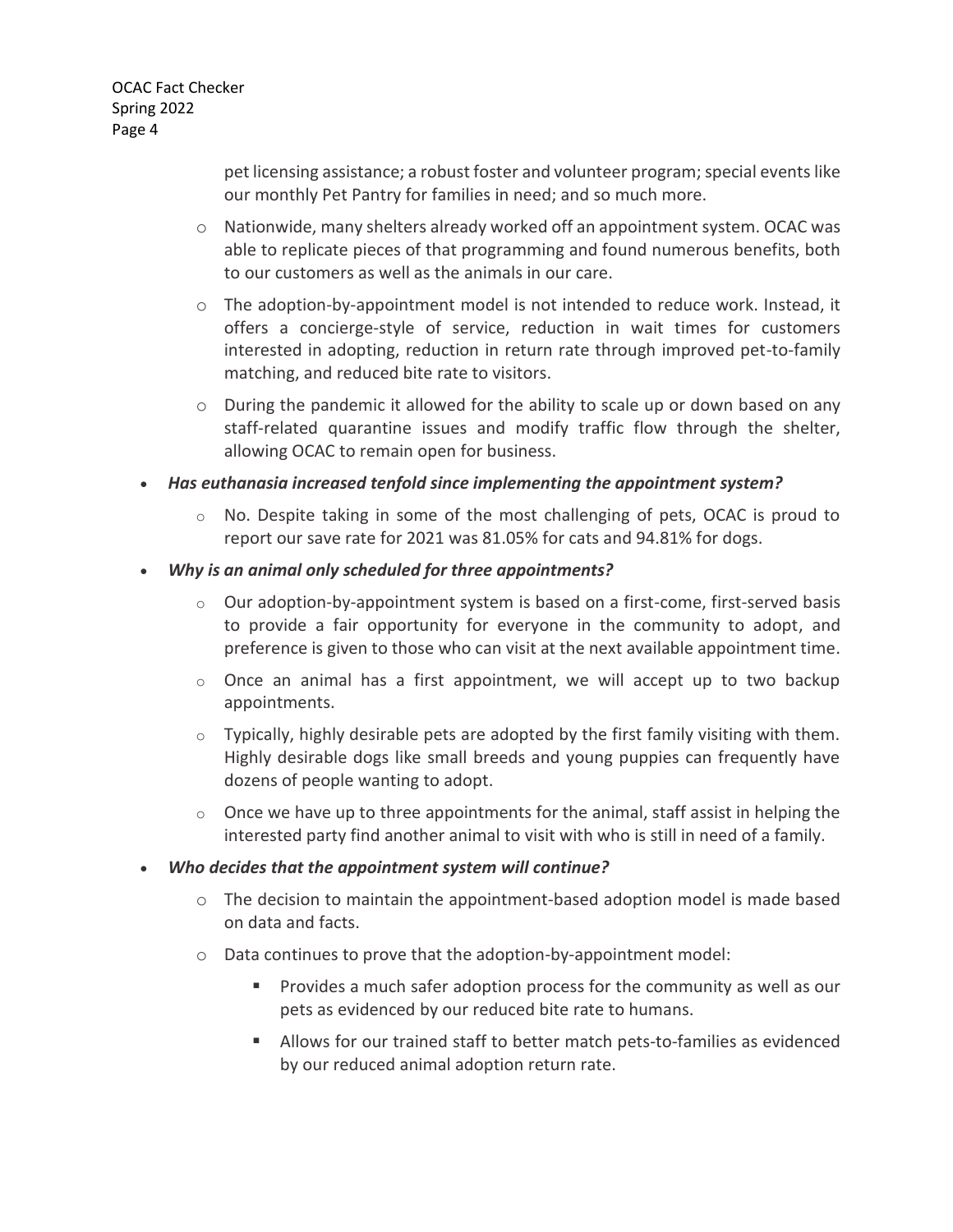pet licensing assistance; a robust foster and volunteer program; special events like our monthly Pet Pantry for families in need; and so much more.

- Nationwide, many shelters already worked off an appointment system. OCAC was able to replicate pieces of that programming and found numerous benefits, both to our customers as well as the animals in our care.
- The adoption-by-appointment model is not intended to reduce work. Instead, it offers a concierge-style of service, reduction in wait times for customers interested in adopting, reduction in return rate through improved pet-to-family matching, and reduced bite rate to visitors.
- During the pandemic it allowed for the ability to scale up or down based on any staff-related quarantine issues and modify traffic flow through the shelter, allowing OCAC to remain open for business.

- ***Has euthanasia increased tenfold since implementing the appointment system?***
  - No. Despite taking in some of the most challenging of pets, OCAC is proud to report our save rate for 2021 was 81.05% for cats and 94.81% for dogs.

- ***Why is an animal only scheduled for three appointments?***
  - Our adoption-by-appointment system is based on a first-come, first-served basis to provide a fair opportunity for everyone in the community to adopt, and preference is given to those who can visit at the next available appointment time.
  - Once an animal has a first appointment, we will accept up to two backup appointments.
  - Typically, highly desirable pets are adopted by the first family visiting with them. Highly desirable dogs like small breeds and young puppies can frequently have dozens of people wanting to adopt.
  - Once we have up to three appointments for the animal, staff assist in helping the interested party find another animal to visit with who is still in need of a family.

- ***Who decides that the appointment system will continue?***
  - The decision to maintain the appointment-based adoption model is made based on data and facts.
  - Data continues to prove that the adoption-by-appointment model:
    - Provides a much safer adoption process for the community as well as our pets as evidenced by our reduced bite rate to humans.
    - Allows for our trained staff to better match pets-to-families as evidenced by our reduced animal adoption return rate.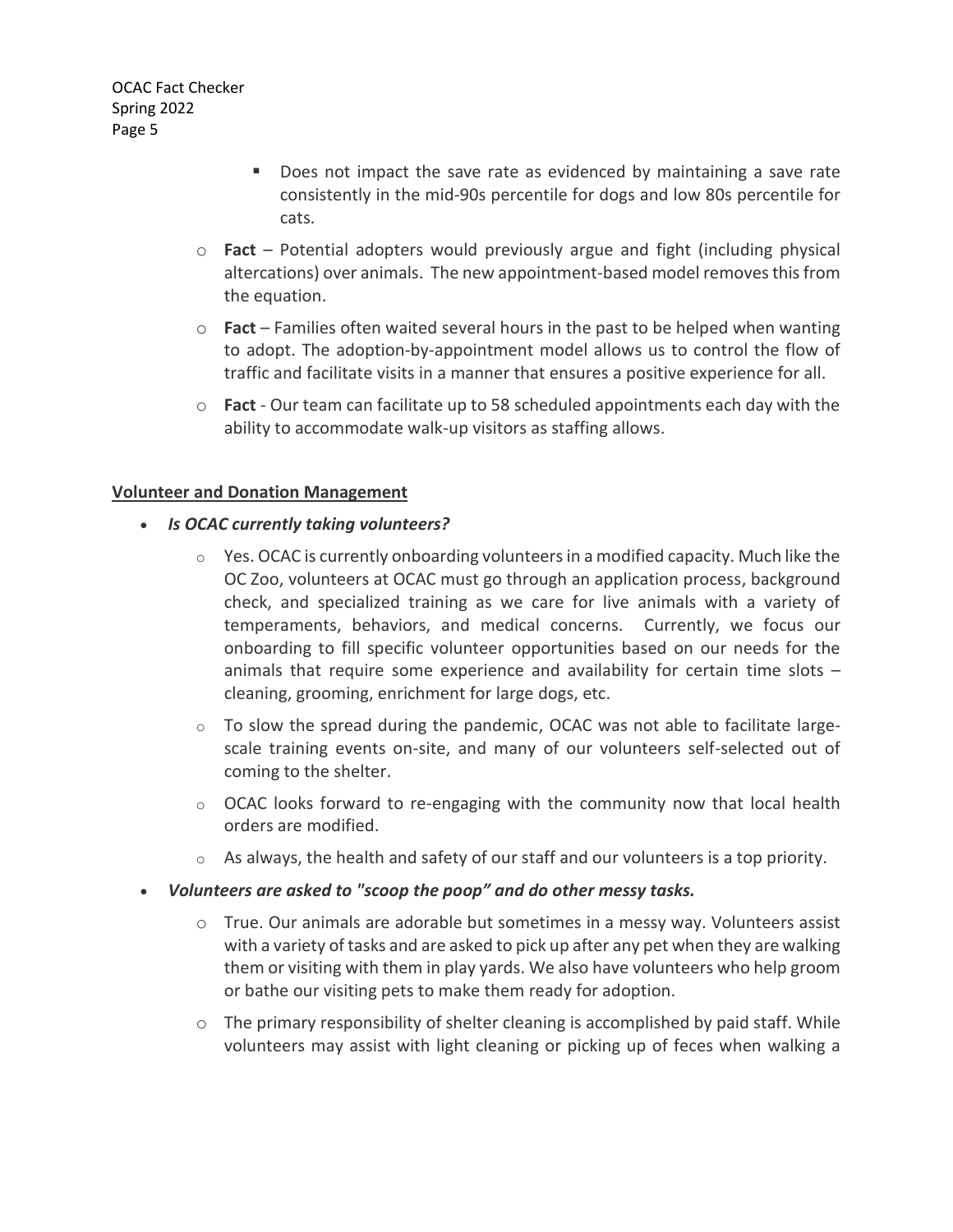- Does not impact the save rate as evidenced by maintaining a save rate consistently in the mid-90s percentile for dogs and low 80s percentile for cats.
    - **Fact** – Potential adopters would previously argue and fight (including physical altercations) over animals. The new appointment-based model removes this from the equation.
    - **Fact** – Families often waited several hours in the past to be helped when wanting to adopt. The adoption-by-appointment model allows us to control the flow of traffic and facilitate visits in a manner that ensures a positive experience for all.
    - **Fact** - Our team can facilitate up to 58 scheduled appointments each day with the ability to accommodate walk-up visitors as staffing allows.

**Volunteer and Donation Management**

- ***Is OCAC currently taking volunteers?***
    - Yes. OCAC is currently onboarding volunteers in a modified capacity. Much like the OC Zoo, volunteers at OCAC must go through an application process, background check, and specialized training as we care for live animals with a variety of temperaments, behaviors, and medical concerns. Currently, we focus our onboarding to fill specific volunteer opportunities based on our needs for the animals that require some experience and availability for certain time slots – cleaning, grooming, enrichment for large dogs, etc.
    - To slow the spread during the pandemic, OCAC was not able to facilitate large-scale training events on-site, and many of our volunteers self-selected out of coming to the shelter.
    - OCAC looks forward to re-engaging with the community now that local health orders are modified.
    - As always, the health and safety of our staff and our volunteers is a top priority.
- ***Volunteers are asked to "scoop the poop" and do other messy tasks.***
    - True. Our animals are adorable but sometimes in a messy way. Volunteers assist with a variety of tasks and are asked to pick up after any pet when they are walking them or visiting with them in play yards. We also have volunteers who help groom or bathe our visiting pets to make them ready for adoption.
    - The primary responsibility of shelter cleaning is accomplished by paid staff. While volunteers may assist with light cleaning or picking up of feces when walking a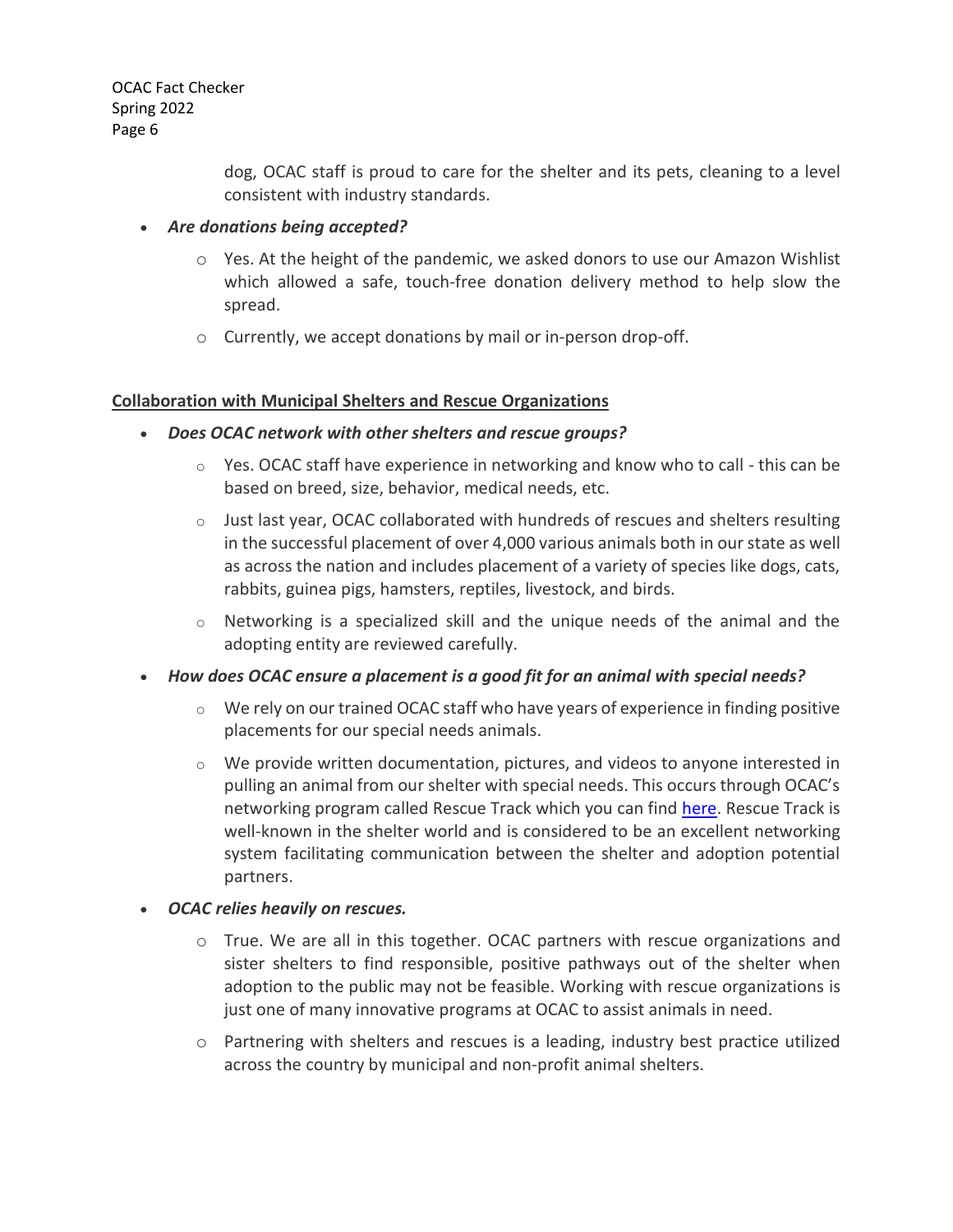dog, OCAC staff is proud to care for the shelter and its pets, cleaning to a level consistent with industry standards.

- ***Are donations being accepted?***
    - Yes. At the height of the pandemic, we asked donors to use our Amazon Wishlist which allowed a safe, touch-free donation delivery method to help slow the spread.
    - Currently, we accept donations by mail or in-person drop-off.

**Collaboration with Municipal Shelters and Rescue Organizations**

- ***Does OCAC network with other shelters and rescue groups?***
    - Yes. OCAC staff have experience in networking and know who to call - this can be based on breed, size, behavior, medical needs, etc.
    - Just last year, OCAC collaborated with hundreds of rescues and shelters resulting in the successful placement of over 4,000 various animals both in our state as well as across the nation and includes placement of a variety of species like dogs, cats, rabbits, guinea pigs, hamsters, reptiles, livestock, and birds.
    - Networking is a specialized skill and the unique needs of the animal and the adopting entity are reviewed carefully.
- ***How does OCAC ensure a placement is a good fit for an animal with special needs?***
    - We rely on our trained OCAC staff who have years of experience in finding positive placements for our special needs animals.
    - We provide written documentation, pictures, and videos to anyone interested in pulling an animal from our shelter with special needs. This occurs through OCAC's networking program called Rescue Track which you can find here. Rescue Track is well-known in the shelter world and is considered to be an excellent networking system facilitating communication between the shelter and adoption potential partners.
- ***OCAC relies heavily on rescues.***
    - True. We are all in this together. OCAC partners with rescue organizations and sister shelters to find responsible, positive pathways out of the shelter when adoption to the public may not be feasible. Working with rescue organizations is just one of many innovative programs at OCAC to assist animals in need.
    - Partnering with shelters and rescues is a leading, industry best practice utilized across the country by municipal and non-profit animal shelters.